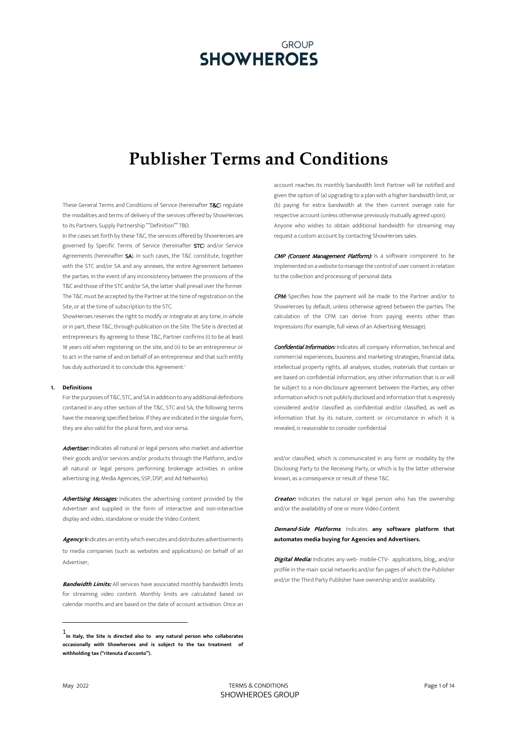GROUP
**SHOWHEROES**

# Publisher Terms and Conditions

These General Terms and Conditions of Service (hereinafter **T&C**) regulate the modalities and terms of delivery of the services offered by ShowHeroes to its Partners. Supply Partnership ""Definition"" TBD.

In the cases set forth by these T&C, the services offered by ShowHeroes are governed by Specific Terms of Service (hereinafter **STC**) and/or Service Agreements (hereinafter **SA**). In such cases, the T&C constitute, together with the STC and/or SA and any annexes, the entire Agreement between the parties. In the event of any inconsistency between the provisions of the T&C and those of the STC and/or SA, the latter shall prevail over the former. The T&C must be accepted by the Partner at the time of registration on the Site, or at the time of subscription to the STC.

ShowHeroes reserves the right to modify or integrate at any time, in whole or in part, these T&C, through publication on the Site. The Site is directed at entrepreneurs. By agreeing to these T&C, Partner confirms (i) to be at least 18 years old when registering on the site, and (ii) to be an entrepreneur or to act in the name of and on behalf of an entrepreneur and that such entity has duly authorized it to conclude this Agreement.[1]

**1. Definitions**

For the purposes of T&C, STC, and SA in addition to any additional definitions contained in any other section of the T&C, STC and SA, the following terms have the meaning specified below. If they are indicated in the singular form, they are also valid for the plural form, and vice versa.

***Advertiser:*** Indicates all natural or legal persons who market and advertise their goods and/or services and/or products through the Platform, and/or all natural or legal persons performing brokerage activities in online advertising (e.g. Media Agencies, SSP, DSP, and Ad Networks).

***Advertising Messages:*** Indicates the advertising content provided by the Advertiser and supplied in the form of interactive and non-interactive display and video, standalone or inside the Video Content.

***Agency:*** Indicates an entity which executes and distributes advertisements to media companies (such as websites and applications) on behalf of an Advertiser;

***Bandwidth Limits:*** All services have associated monthly bandwidth limits for streaming video content. Monthly limits are calculated based on calendar months and are based on the date of account activation. Once an account reaches its monthly bandwidth limit Partner will be notified and given the option of (a) upgrading to a plan with a higher bandwidth limit, or (b) paying for extra bandwidth at the then current overage rate for respective account (unless otherwise previously mutually agreed upon). Anyone who wishes to obtain additional bandwidth for streaming may request a custom account by contacting ShowHeroes sales.

***CMP (Consent Management Platform):*** Is a software component to be implemented on a website to manage the control of user consent in relation to the collection and processing of personal data.

***CPM:*** Specifies how the payment will be made to the Partner and/or to ShowHeroes by default, unless otherwise agreed between the parties. The calculation of the CPM can derive from paying events other than Impressions (for example, full views of an Advertising Message).

***Confidential Information:*** Indicates all company information, technical and commercial experiences, business and marketing strategies, financial data, intellectual property rights, all analyses, studies, materials that contain or are based on confidential information, any other information that is or will be subject to a non-disclosure agreement between the Parties, any other information which is not publicly disclosed and information that is expressly considered and/or classified as confidential and/or classified, as well as information that by its nature, content or circumstance in which it is revealed, is reasonable to consider confidential and/or classified, which is communicated in any form or modality by the Disclosing Party to the Receiving Party, or which is by the latter otherwise known, as a consequence or result of these T&C.

***Creator:*** Indicates the natural or legal person who has the ownership and/or the availability of one or more Video Content.

***Demand-Side Platforms***: Indicates **any software platform that automates media buying for Agencies and Advertisers.**

***Digital Media:*** Indicates any web- mobile-CTV- applications, blog,, and/or profile in the main social networks and/or fan pages of which the Publisher and/or the Third Party Publisher have ownership and/or availability.

[1] **In Italy, the Site is directed also to any natural person who collaborates occasionally with Showheroes and is subject to the tax treatment of withholding tax ("ritenuta d'acconto").**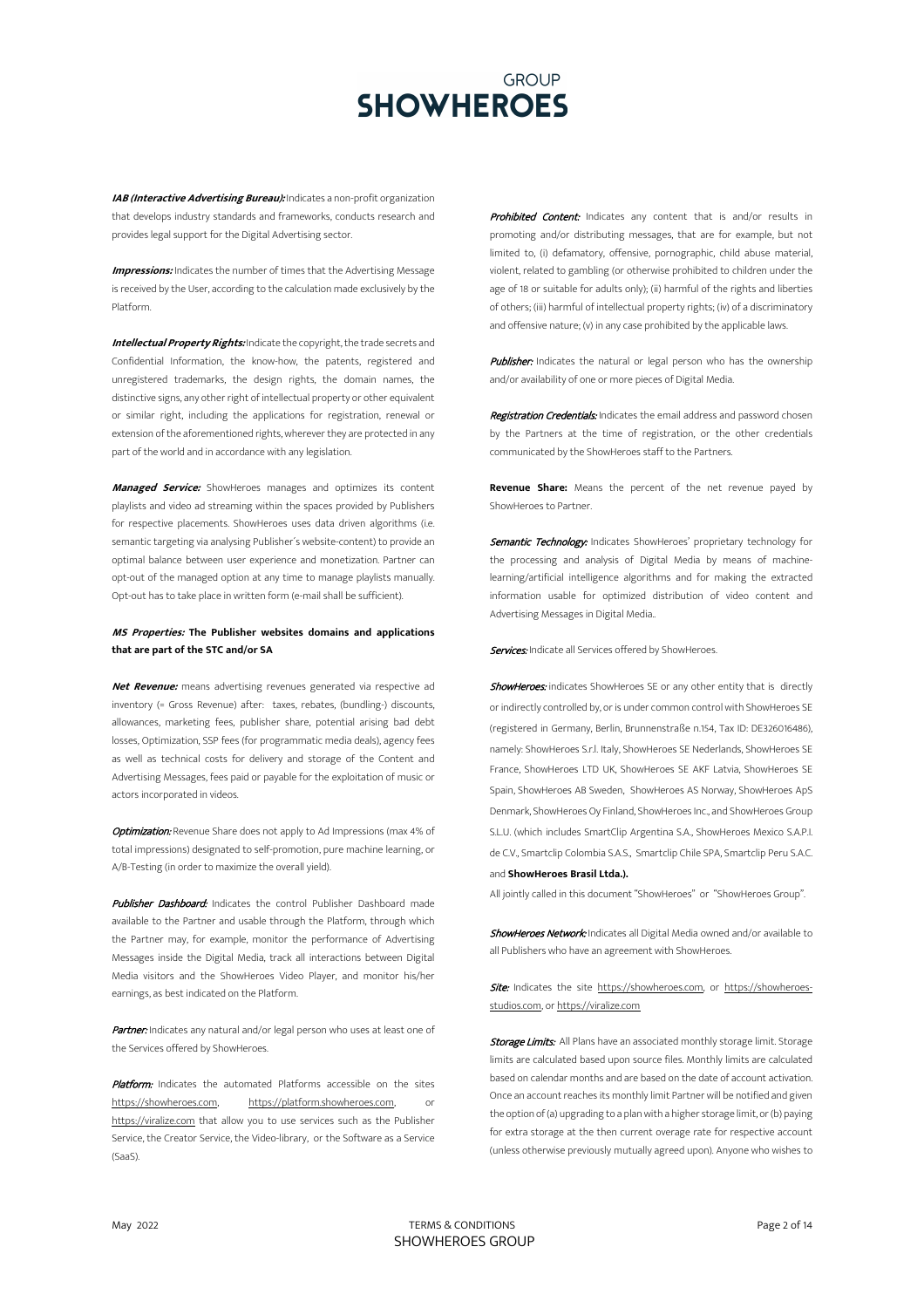***IAB (Interactive Advertising Bureau):*** Indicates a non-profit organization that develops industry standards and frameworks, conducts research and provides legal support for the Digital Advertising sector.

***Impressions:*** Indicates the number of times that the Advertising Message is received by the User, according to the calculation made exclusively by the Platform.

***Intellectual Property Rights:*** Indicate the copyright, the trade secrets and Confidential Information, the know-how, the patents, registered and unregistered trademarks, the design rights, the domain names, the distinctive signs, any other right of intellectual property or other equivalent or similar right, including the applications for registration, renewal or extension of the aforementioned rights, wherever they are protected in any part of the world and in accordance with any legislation.

***Managed Service:*** ShowHeroes manages and optimizes its content playlists and video ad streaming within the spaces provided by Publishers for respective placements. ShowHeroes uses data driven algorithms (i.e. semantic targeting via analysing Publisher´s website-content) to provide an optimal balance between user experience and monetization. Partner can opt-out of the managed option at any time to manage playlists manually. Opt-out has to take place in written form (e-mail shall be sufficient).

***MS Properties:* The Publisher websites domains and applications that are part of the STC and/or SA**

***Net Revenue:*** means advertising revenues generated via respective ad inventory (= Gross Revenue) after: taxes, rebates, (bundling-) discounts, allowances, marketing fees, publisher share, potential arising bad debt losses, Optimization, SSP fees (for programmatic media deals), agency fees as well as technical costs for delivery and storage of the Content and Advertising Messages, fees paid or payable for the exploitation of music or actors incorporated in videos.

***Optimization:*** Revenue Share does not apply to Ad Impressions (max 4% of total impressions) designated to self-promotion, pure machine learning, or A/B-Testing (in order to maximize the overall yield).

***Publisher Dashboard:*** Indicates the control Publisher Dashboard made available to the Partner and usable through the Platform, through which the Partner may, for example, monitor the performance of Advertising Messages inside the Digital Media, track all interactions between Digital Media visitors and the ShowHeroes Video Player, and monitor his/her earnings, as best indicated on the Platform.

***Partner:*** Indicates any natural and/or legal person who uses at least one of the Services offered by ShowHeroes.

***Platform:*** Indicates the automated Platforms accessible on the sites https://showheroes.com, https://platform.showheroes.com, or https://viralize.com that allow you to use services such as the Publisher Service, the Creator Service, the Video-library, or the Software as a Service (SaaS).

***Prohibited Content:*** Indicates any content that is and/or results in promoting and/or distributing messages, that are for example, but not limited to, (i) defamatory, offensive, pornographic, child abuse material, violent, related to gambling (or otherwise prohibited to children under the age of 18 or suitable for adults only); (ii) harmful of the rights and liberties of others; (iii) harmful of intellectual property rights; (iv) of a discriminatory and offensive nature; (v) in any case prohibited by the applicable laws.

***Publisher:*** Indicates the natural or legal person who has the ownership and/or availability of one or more pieces of Digital Media.

***Registration Credentials:*** Indicates the email address and password chosen by the Partners at the time of registration, or the other credentials communicated by the ShowHeroes staff to the Partners.

**Revenue Share:** Means the percent of the net revenue payed by ShowHeroes to Partner.

***Semantic Technology:*** Indicates ShowHeroes' proprietary technology for the processing and analysis of Digital Media by means of machine-learning/artificial intelligence algorithms and for making the extracted information usable for optimized distribution of video content and Advertising Messages in Digital Media..

***Services:*** Indicate all Services offered by ShowHeroes.

***ShowHeroes:*** indicates ShowHeroes SE or any other entity that is directly or indirectly controlled by, or is under common control with ShowHeroes SE (registered in Germany, Berlin, Brunnenstraße n.154, Tax ID: DE326016486), namely: ShowHeroes S.r.l. Italy, ShowHeroes SE Nederlands, ShowHeroes SE France, ShowHeroes LTD UK, ShowHeroes SE AKF Latvia, ShowHeroes SE Spain, ShowHeroes AB Sweden, ShowHeroes AS Norway, ShowHeroes ApS Denmark, ShowHeroes Oy Finland, ShowHeroes Inc., and ShowHeroes Group S.L.U. (which includes SmartClip Argentina S.A., ShowHeroes Mexico S.A.P.I. de C.V., Smartclip Colombia S.A.S., Smartclip Chile SPA, Smartclip Peru S.A.C. and **ShowHeroes Brasil Ltda.).**

All jointly called in this document "ShowHeroes" or "ShowHeroes Group".

***ShowHeroes Network:*** Indicates all Digital Media owned and/or available to all Publishers who have an agreement with ShowHeroes.

***Site:*** Indicates the site https://showheroes.com, or https://showheroes-studios.com, or https://viralize.com

***Storage Limits:*** All Plans have an associated monthly storage limit. Storage limits are calculated based upon source files. Monthly limits are calculated based on calendar months and are based on the date of account activation. Once an account reaches its monthly limit Partner will be notified and given the option of (a) upgrading to a plan with a higher storage limit, or (b) paying for extra storage at the then current overage rate for respective account (unless otherwise previously mutually agreed upon). Anyone who wishes to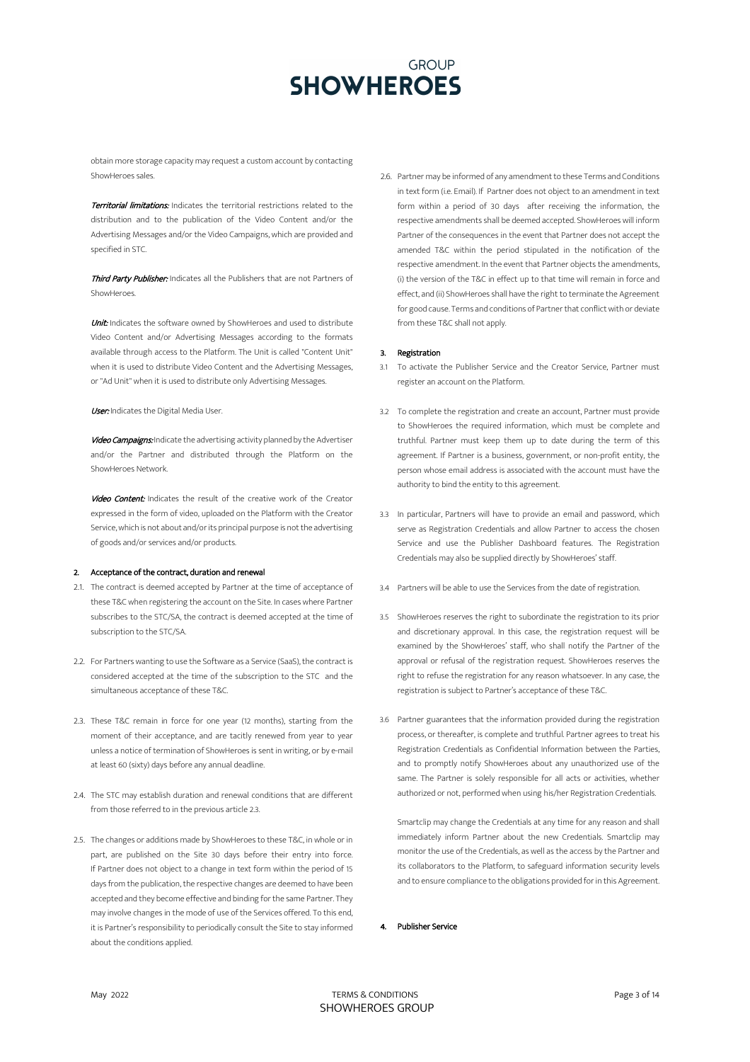obtain more storage capacity may request a custom account by contacting ShowHeroes sales.

***Territorial limitations:*** Indicates the territorial restrictions related to the distribution and to the publication of the Video Content and/or the Advertising Messages and/or the Video Campaigns, which are provided and specified in STC.

***Third Party Publisher:*** Indicates all the Publishers that are not Partners of ShowHeroes.

***Unit:*** Indicates the software owned by ShowHeroes and used to distribute Video Content and/or Advertising Messages according to the formats available through access to the Platform. The Unit is called "Content Unit" when it is used to distribute Video Content and the Advertising Messages, or "Ad Unit" when it is used to distribute only Advertising Messages.

***User:*** Indicates the Digital Media User.

***Video Campaigns:*** Indicate the advertising activity planned by the Advertiser and/or the Partner and distributed through the Platform on the ShowHeroes Network.

***Video Content:*** Indicates the result of the creative work of the Creator expressed in the form of video, uploaded on the Platform with the Creator Service, which is not about and/or its principal purpose is not the advertising of goods and/or services and/or products.

## 2. Acceptance of the contract, duration and renewal

2.1. The contract is deemed accepted by Partner at the time of acceptance of these T&C when registering the account on the Site. In cases where Partner subscribes to the STC/SA, the contract is deemed accepted at the time of subscription to the STC/SA.

2.2. For Partners wanting to use the Software as a Service (SaaS), the contract is considered accepted at the time of the subscription to the STC and the simultaneous acceptance of these T&C.

2.3. These T&C remain in force for one year (12 months), starting from the moment of their acceptance, and are tacitly renewed from year to year unless a notice of termination of ShowHeroes is sent in writing, or by e-mail at least 60 (sixty) days before any annual deadline.

2.4. The STC may establish duration and renewal conditions that are different from those referred to in the previous article 2.3.

2.5. The changes or additions made by ShowHeroes to these T&C, in whole or in part, are published on the Site 30 days before their entry into force. If Partner does not object to a change in text form within the period of 15 days from the publication, the respective changes are deemed to have been accepted and they become effective and binding for the same Partner. They may involve changes in the mode of use of the Services offered. To this end, it is Partner's responsibility to periodically consult the Site to stay informed about the conditions applied.

2.6. Partner may be informed of any amendment to these Terms and Conditions in text form (i.e. Email). If Partner does not object to an amendment in text form within a period of 30 days after receiving the information, the respective amendments shall be deemed accepted. ShowHeroes will inform Partner of the consequences in the event that Partner does not accept the amended T&C within the period stipulated in the notification of the respective amendment. In the event that Partner objects the amendments, (i) the version of the T&C in effect up to that time will remain in force and effect, and (ii) ShowHeroes shall have the right to terminate the Agreement for good cause. Terms and conditions of Partner that conflict with or deviate from these T&C shall not apply.

## 3. Registration

3.1 To activate the Publisher Service and the Creator Service, Partner must register an account on the Platform.

3.2 To complete the registration and create an account, Partner must provide to ShowHeroes the required information, which must be complete and truthful. Partner must keep them up to date during the term of this agreement. If Partner is a business, government, or non-profit entity, the person whose email address is associated with the account must have the authority to bind the entity to this agreement.

3.3 In particular, Partners will have to provide an email and password, which serve as Registration Credentials and allow Partner to access the chosen Service and use the Publisher Dashboard features. The Registration Credentials may also be supplied directly by ShowHeroes' staff.

3.4 Partners will be able to use the Services from the date of registration.

3.5 ShowHeroes reserves the right to subordinate the registration to its prior and discretionary approval. In this case, the registration request will be examined by the ShowHeroes' staff, who shall notify the Partner of the approval or refusal of the registration request. ShowHeroes reserves the right to refuse the registration for any reason whatsoever. In any case, the registration is subject to Partner's acceptance of these T&C.

3.6 Partner guarantees that the information provided during the registration process, or thereafter, is complete and truthful. Partner agrees to treat his Registration Credentials as Confidential Information between the Parties, and to promptly notify ShowHeroes about any unauthorized use of the same. The Partner is solely responsible for all acts or activities, whether authorized or not, performed when using his/her Registration Credentials.

Smartclip may change the Credentials at any time for any reason and shall immediately inform Partner about the new Credentials. Smartclip may monitor the use of the Credentials, as well as the access by the Partner and its collaborators to the Platform, to safeguard information security levels and to ensure compliance to the obligations provided for in this Agreement.

## 4. Publisher Service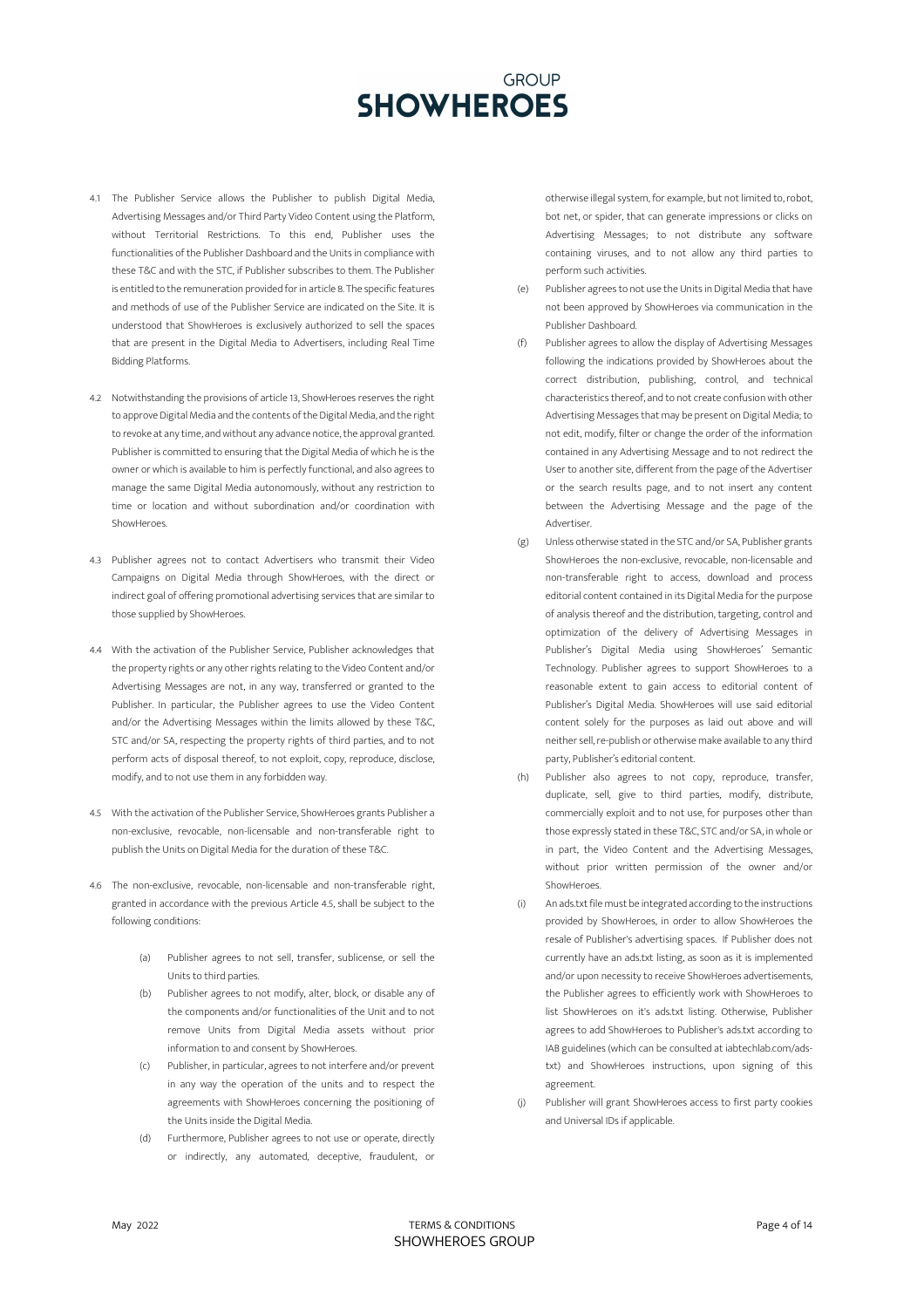4.1 The Publisher Service allows the Publisher to publish Digital Media, Advertising Messages and/or Third Party Video Content using the Platform, without Territorial Restrictions. To this end, Publisher uses the functionalities of the Publisher Dashboard and the Units in compliance with these T&C and with the STC, if Publisher subscribes to them. The Publisher is entitled to the remuneration provided for in article 8. The specific features and methods of use of the Publisher Service are indicated on the Site. It is understood that ShowHeroes is exclusively authorized to sell the spaces that are present in the Digital Media to Advertisers, including Real Time Bidding Platforms.

4.2 Notwithstanding the provisions of article 13, ShowHeroes reserves the right to approve Digital Media and the contents of the Digital Media, and the right to revoke at any time, and without any advance notice, the approval granted. Publisher is committed to ensuring that the Digital Media of which he is the owner or which is available to him is perfectly functional, and also agrees to manage the same Digital Media autonomously, without any restriction to time or location and without subordination and/or coordination with ShowHeroes.

4.3 Publisher agrees not to contact Advertisers who transmit their Video Campaigns on Digital Media through ShowHeroes, with the direct or indirect goal of offering promotional advertising services that are similar to those supplied by ShowHeroes.

4.4 With the activation of the Publisher Service, Publisher acknowledges that the property rights or any other rights relating to the Video Content and/or Advertising Messages are not, in any way, transferred or granted to the Publisher. In particular, the Publisher agrees to use the Video Content and/or the Advertising Messages within the limits allowed by these T&C, STC and/or SA, respecting the property rights of third parties, and to not perform acts of disposal thereof, to not exploit, copy, reproduce, disclose, modify, and to not use them in any forbidden way.

4.5 With the activation of the Publisher Service, ShowHeroes grants Publisher a non-exclusive, revocable, non-licensable and non-transferable right to publish the Units on Digital Media for the duration of these T&C.

4.6 The non-exclusive, revocable, non-licensable and non-transferable right, granted in accordance with the previous Article 4.5, shall be subject to the following conditions:

(a) Publisher agrees to not sell, transfer, sublicense, or sell the Units to third parties.

(b) Publisher agrees to not modify, alter, block, or disable any of the components and/or functionalities of the Unit and to not remove Units from Digital Media assets without prior information to and consent by ShowHeroes.

(c) Publisher, in particular, agrees to not interfere and/or prevent in any way the operation of the units and to respect the agreements with ShowHeroes concerning the positioning of the Units inside the Digital Media.

(d) Furthermore, Publisher agrees to not use or operate, directly or indirectly, any automated, deceptive, fraudulent, or otherwise illegal system, for example, but not limited to, robot, bot net, or spider, that can generate impressions or clicks on Advertising Messages; to not distribute any software containing viruses, and to not allow any third parties to perform such activities.

(e) Publisher agrees to not use the Units in Digital Media that have not been approved by ShowHeroes via communication in the Publisher Dashboard.

(f) Publisher agrees to allow the display of Advertising Messages following the indications provided by ShowHeroes about the correct distribution, publishing, control, and technical characteristics thereof, and to not create confusion with other Advertising Messages that may be present on Digital Media; to not edit, modify, filter or change the order of the information contained in any Advertising Message and to not redirect the User to another site, different from the page of the Advertiser or the search results page, and to not insert any content between the Advertising Message and the page of the Advertiser.

(g) Unless otherwise stated in the STC and/or SA, Publisher grants ShowHeroes the non-exclusive, revocable, non-licensable and non-transferable right to access, download and process editorial content contained in its Digital Media for the purpose of analysis thereof and the distribution, targeting, control and optimization of the delivery of Advertising Messages in Publisher's Digital Media using ShowHeroes' Semantic Technology. Publisher agrees to support ShowHeroes to a reasonable extent to gain access to editorial content of Publisher's Digital Media. ShowHeroes will use said editorial content solely for the purposes as laid out above and will neither sell, re-publish or otherwise make available to any third party, Publisher's editorial content.

(h) Publisher also agrees to not copy, reproduce, transfer, duplicate, sell, give to third parties, modify, distribute, commercially exploit and to not use, for purposes other than those expressly stated in these T&C, STC and/or SA, in whole or in part, the Video Content and the Advertising Messages, without prior written permission of the owner and/or ShowHeroes.

(i) An ads.txt file must be integrated according to the instructions provided by ShowHeroes, in order to allow ShowHeroes the resale of Publisher's advertising spaces. If Publisher does not currently have an ads.txt listing, as soon as it is implemented and/or upon necessity to receive ShowHeroes advertisements, the Publisher agrees to efficiently work with ShowHeroes to list ShowHeroes on it's ads.txt listing. Otherwise, Publisher agrees to add ShowHeroes to Publisher's ads.txt according to IAB guidelines (which can be consulted at iabtechlab.com/ads-txt) and ShowHeroes instructions, upon signing of this agreement.

(j) Publisher will grant ShowHeroes access to first party cookies and Universal IDs if applicable.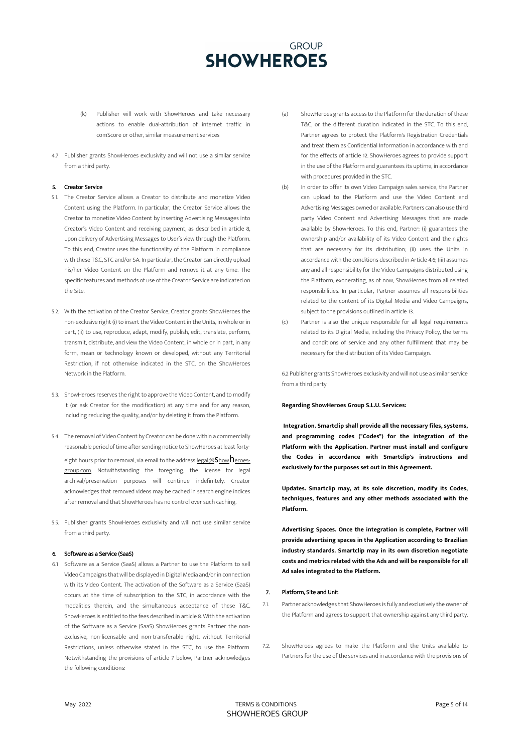(k) Publisher will work with ShowHeroes and take necessary actions to enable dual-attribution of internet traffic in comScore or other, similar measurement services

4.7 Publisher grants ShowHeroes exclusivity and will not use a similar service from a third party.

## 5. Creator Service

5.1. The Creator Service allows a Creator to distribute and monetize Video Content using the Platform. In particular, the Creator Service allows the Creator to monetize Video Content by inserting Advertising Messages into Creator's Video Content and receiving payment, as described in article 8, upon delivery of Advertising Messages to User's view through the Platform. To this end, Creator uses the functionality of the Platform in compliance with these T&C, STC and/or SA. In particular, the Creator can directly upload his/her Video Content on the Platform and remove it at any time. The specific features and methods of use of the Creator Service are indicated on the Site.

5.2. With the activation of the Creator Service, Creator grants ShowHeroes the non-exclusive right (i) to insert the Video Content in the Units, in whole or in part, (ii) to use, reproduce, adapt, modify, publish, edit, translate, perform, transmit, distribute, and view the Video Content, in whole or in part, in any form, mean or technology known or developed, without any Territorial Restriction, if not otherwise indicated in the STC, on the ShowHeroes Network in the Platform.

5.3. ShowHeroes reserves the right to approve the Video Content, and to modify it (or ask Creator for the modification) at any time and for any reason, including reducing the quality, and/or by deleting it from the Platform.

5.4. The removal of Video Content by Creator can be done within a commercially reasonable period of time after sending notice to ShowHeroes at least forty-eight hours prior to removal, via email to the address legal@showheroes-group.com. Notwithstanding the foregoing, the license for legal archival/preservation purposes will continue indefinitely. Creator acknowledges that removed videos may be cached in search engine indices after removal and that ShowHeroes has no control over such caching.

5.5. Publisher grants ShowHeroes exclusivity and will not use similar service from a third party.

## 6. Software as a Service (SaaS)

6.1 Software as a Service (SaaS) allows a Partner to use the Platform to sell Video Campaigns that will be displayed in Digital Media and/or in connection with its Video Content. The activation of the Software as a Service (SaaS) occurs at the time of subscription to the STC, in accordance with the modalities therein, and the simultaneous acceptance of these T&C. ShowHeroes is entitled to the fees described in article 8. With the activation of the Software as a Service (SaaS) ShowHeroes grants Partner the non-exclusive, non-licensable and non-transferable right, without Territorial Restrictions, unless otherwise stated in the STC, to use the Platform. Notwithstanding the provisions of article 7 below, Partner acknowledges the following conditions:

(a) ShowHeroes grants access to the Platform for the duration of these T&C, or the different duration indicated in the STC. To this end, Partner agrees to protect the Platform's Registration Credentials and treat them as Confidential Information in accordance with and for the effects of article 12. ShowHeroes agrees to provide support in the use of the Platform and guarantees its uptime, in accordance with procedures provided in the STC.

(b) In order to offer its own Video Campaign sales service, the Partner can upload to the Platform and use the Video Content and Advertising Messages owned or available. Partners can also use third party Video Content and Advertising Messages that are made available by ShowHeroes. To this end, Partner: (i) guarantees the ownership and/or availability of its Video Content and the rights that are necessary for its distribution; (ii) uses the Units in accordance with the conditions described in Article 4.6; (iii) assumes any and all responsibility for the Video Campaigns distributed using the Platform, exonerating, as of now, ShowHeroes from all related responsibilities. In particular, Partner assumes all responsibilities related to the content of its Digital Media and Video Campaigns, subject to the provisions outlined in article 13.

(c) Partner is also the unique responsible for all legal requirements related to its Digital Media, including the Privacy Policy, the terms and conditions of service and any other fulfillment that may be necessary for the distribution of its Video Campaign.

6.2 Publisher grants ShowHeroes exclusivity and will not use a similar service from a third party.

**Regarding ShowHeroes Group S.L.U. Services:**

**Integration. Smartclip shall provide all the necessary files, systems, and programming codes ("Codes") for the integration of the Platform with the Application. Partner must install and configure the Codes in accordance with Smartclip's instructions and exclusively for the purposes set out in this Agreement.**

**Updates. Smartclip may, at its sole discretion, modify its Codes, techniques, features and any other methods associated with the Platform.**

**Advertising Spaces. Once the integration is complete, Partner will provide advertising spaces in the Application according to Brazilian industry standards. Smartclip may in its own discretion negotiate costs and metrics related with the Ads and will be responsible for all Ad sales integrated to the Platform.**

## 7. Platform, Site and Unit

7.1. Partner acknowledges that ShowHeroes is fully and exclusively the owner of the Platform and agrees to support that ownership against any third party.

7.2. ShowHeroes agrees to make the Platform and the Units available to Partners for the use of the services and in accordance with the provisions of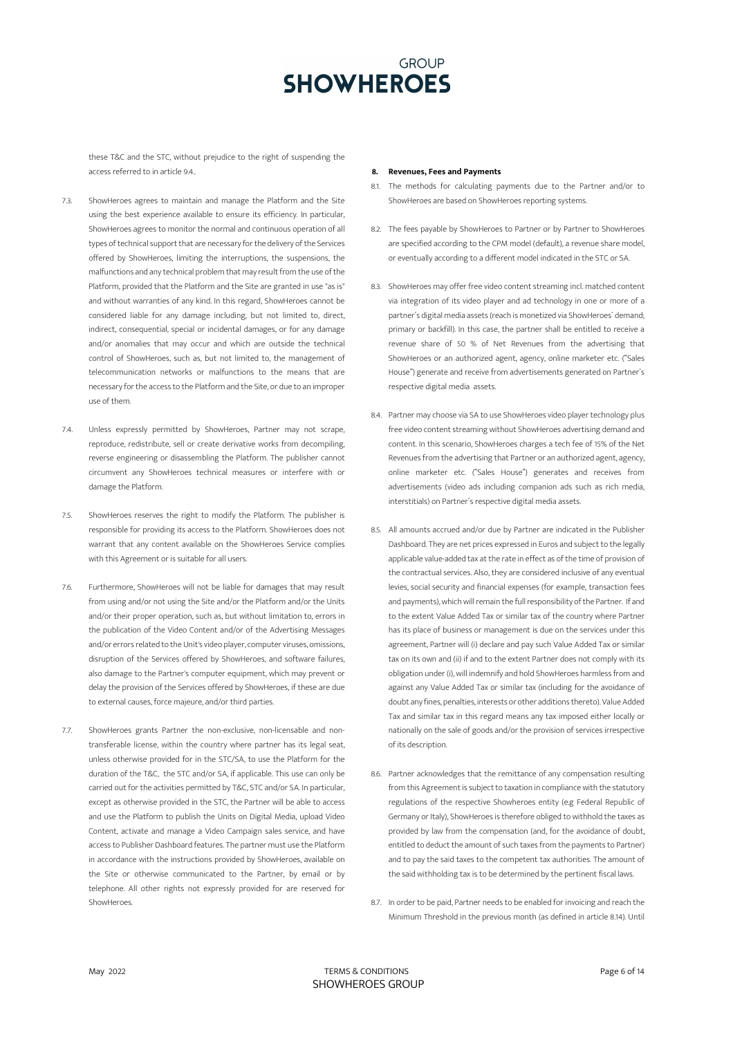these T&C and the STC, without prejudice to the right of suspending the access referred to in article 9.4..

7.3. ShowHeroes agrees to maintain and manage the Platform and the Site using the best experience available to ensure its efficiency. In particular, ShowHeroes agrees to monitor the normal and continuous operation of all types of technical support that are necessary for the delivery of the Services offered by ShowHeroes, limiting the interruptions, the suspensions, the malfunctions and any technical problem that may result from the use of the Platform, provided that the Platform and the Site are granted in use "as is" and without warranties of any kind. In this regard, ShowHeroes cannot be considered liable for any damage including, but not limited to, direct, indirect, consequential, special or incidental damages, or for any damage and/or anomalies that may occur and which are outside the technical control of ShowHeroes, such as, but not limited to, the management of telecommunication networks or malfunctions to the means that are necessary for the access to the Platform and the Site, or due to an improper use of them.

7.4. Unless expressly permitted by ShowHeroes, Partner may not scrape, reproduce, redistribute, sell or create derivative works from decompiling, reverse engineering or disassembling the Platform. The publisher cannot circumvent any ShowHeroes technical measures or interfere with or damage the Platform.

7.5. ShowHeroes reserves the right to modify the Platform. The publisher is responsible for providing its access to the Platform. ShowHeroes does not warrant that any content available on the ShowHeroes Service complies with this Agreement or is suitable for all users.

7.6. Furthermore, ShowHeroes will not be liable for damages that may result from using and/or not using the Site and/or the Platform and/or the Units and/or their proper operation, such as, but without limitation to, errors in the publication of the Video Content and/or of the Advertising Messages and/or errors related to the Unit's video player, computer viruses, omissions, disruption of the Services offered by ShowHeroes, and software failures, also damage to the Partner's computer equipment, which may prevent or delay the provision of the Services offered by ShowHeroes, if these are due to external causes, force majeure, and/or third parties.

7.7. ShowHeroes grants Partner the non-exclusive, non-licensable and non-transferable license, within the country where partner has its legal seat, unless otherwise provided for in the STC/SA, to use the Platform for the duration of the T&C, the STC and/or SA, if applicable. This use can only be carried out for the activities permitted by T&C, STC and/or SA. In particular, except as otherwise provided in the STC, the Partner will be able to access and use the Platform to publish the Units on Digital Media, upload Video Content, activate and manage a Video Campaign sales service, and have access to Publisher Dashboard features. The partner must use the Platform in accordance with the instructions provided by ShowHeroes, available on the Site or otherwise communicated to the Partner, by email or by telephone. All other rights not expressly provided for are reserved for ShowHeroes.

**8. Revenues, Fees and Payments**

8.1. The methods for calculating payments due to the Partner and/or to ShowHeroes are based on ShowHeroes reporting systems.

8.2. The fees payable by ShowHeroes to Partner or by Partner to ShowHeroes are specified according to the CPM model (default), a revenue share model, or eventually according to a different model indicated in the STC or SA.

8.3. ShowHeroes may offer free video content streaming incl. matched content via integration of its video player and ad technology in one or more of a partner´s digital media assets (reach is monetized via ShowHeroes´ demand; primary or backfill). In this case, the partner shall be entitled to receive a revenue share of 50 % of Net Revenues from the advertising that ShowHeroes or an authorized agent, agency, online marketer etc. ("Sales House") generate and receive from advertisements generated on Partner´s respective digital media assets.

8.4. Partner may choose via SA to use ShowHeroes video player technology plus free video content streaming without ShowHeroes advertising demand and content. In this scenario, ShowHeroes charges a tech fee of 15% of the Net Revenues from the advertising that Partner or an authorized agent, agency, online marketer etc. ("Sales House") generates and receives from advertisements (video ads including companion ads such as rich media, interstitials) on Partner´s respective digital media assets.

8.5. All amounts accrued and/or due by Partner are indicated in the Publisher Dashboard. They are net prices expressed in Euros and subject to the legally applicable value-added tax at the rate in effect as of the time of provision of the contractual services. Also, they are considered inclusive of any eventual levies, social security and financial expenses (for example, transaction fees and payments), which will remain the full responsibility of the Partner. If and to the extent Value Added Tax or similar tax of the country where Partner has its place of business or management is due on the services under this agreement, Partner will (i) declare and pay such Value Added Tax or similar tax on its own and (ii) if and to the extent Partner does not comply with its obligation under (i), will indemnify and hold ShowHeroes harmless from and against any Value Added Tax or similar tax (including for the avoidance of doubt any fines, penalties, interests or other additions thereto). Value Added Tax and similar tax in this regard means any tax imposed either locally or nationally on the sale of goods and/or the provision of services irrespective of its description.

8.6. Partner acknowledges that the remittance of any compensation resulting from this Agreement is subject to taxation in compliance with the statutory regulations of the respective Showheroes entity (e.g Federal Republic of Germany or Italy), ShowHeroes is therefore obliged to withhold the taxes as provided by law from the compensation (and, for the avoidance of doubt, entitled to deduct the amount of such taxes from the payments to Partner) and to pay the said taxes to the competent tax authorities. The amount of the said withholding tax is to be determined by the pertinent fiscal laws.

8.7. In order to be paid, Partner needs to be enabled for invoicing and reach the Minimum Threshold in the previous month (as defined in article 8.14). Until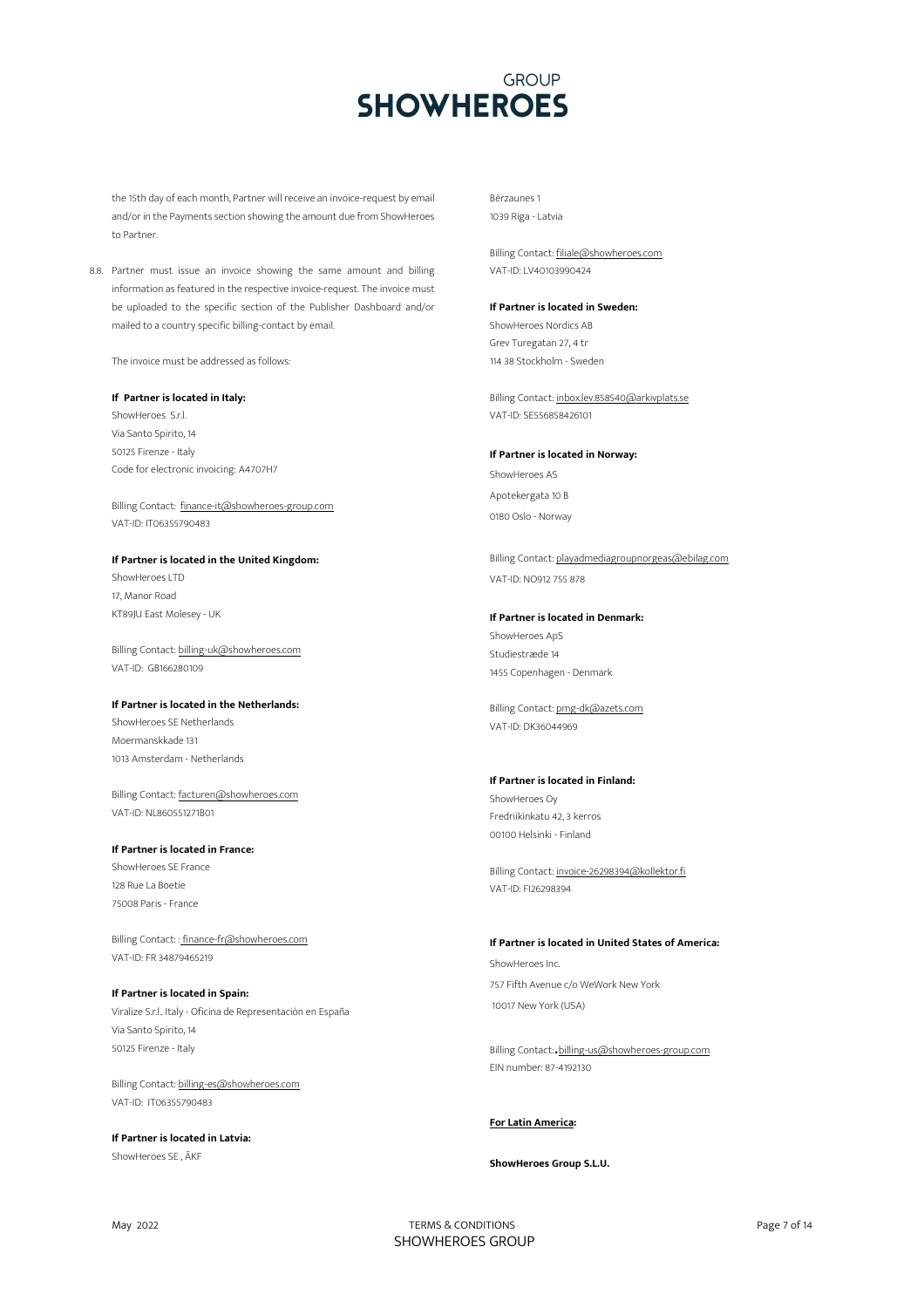the 15th day of each month, Partner will receive an invoice-request by email and/or in the Payments section showing the amount due from ShowHeroes to Partner.

8.8. Partner must issue an invoice showing the same amount and billing information as featured in the respective invoice-request. The invoice must be uploaded to the specific section of the Publisher Dashboard and/or mailed to a country specific billing-contact by email.

The invoice must be addressed as follows:

**If Partner is located in Italy:**
ShowHeroes S.r.l.
Via Santo Spirito, 14
50125 Firenze - Italy
Code for electronic invoicing: A4707H7

Billing Contact: finance-it@showheroes-group.com
VAT-ID: IT06355790483

**If Partner is located in the United Kingdom:**
ShowHeroes LTD
17, Manor Road
KT89JU East Molesey - UK

Billing Contact: billing-uk@showheroes.com
VAT-ID: GB166280109

**If Partner is located in the Netherlands:**
ShowHeroes SE Netherlands
Moermanskkade 131
1013 Amsterdam - Netherlands

Billing Contact: facturen@showheroes.com
VAT-ID: NL860551271B01

**If Partner is located in France:**
ShowHeroes SE France
128 Rue La Boetie
75008 Paris - France

Billing Contact: : finance-fr@showheroes.com
VAT-ID: FR 34879465219

**If Partner is located in Spain:**
Viralize S.r.l.. Italy - Oficina de Representación en España
Via Santo Spirito, 14
50125 Firenze - Italy

Billing Contact: billing-es@showheroes.com
VAT-ID: IT06355790483

**If Partner is located in Latvia:**
ShowHeroes SE , ĀKF
Bērzaunes 1
1039 Riga - Latvia

Billing Contact: filiale@showheroes.com
VAT-ID: LV40103990424

**If Partner is located in Sweden:**
ShowHeroes Nordics AB
Grev Turegatan 27, 4 tr
114 38 Stockholm - Sweden

Billing Contact: inbox.lev.858540@arkivplats.se
VAT-ID: SE556858426101

**If Partner is located in Norway:**
ShowHeroes AS
Apotekergata 10 B
0180 Oslo - Norway

Billing Contact: playadmediagroupnorgeas@ebilag.com
VAT-ID: NO912 755 878

**If Partner is located in Denmark:**
ShowHeroes ApS
Studiestræde 14
1455 Copenhagen - Denmark

Billing Contact: pmg-dk@azets.com
VAT-ID: DK36044969

**If Partner is located in Finland:**
ShowHeroes Oy
Fredriikinkatu 42, 3 kerros
00100 Helsinki - Finland

Billing Contact: invoice-26298394@kollektor.fi
VAT-ID: FI26298394

**If Partner is located in United States of America:**
ShowHeroes Inc.
757 Fifth Avenue c/o WeWork New York
10017 New York (USA)

Billing Contact:.billing-us@showheroes-group.com
EIN number: 87-4192130

**For Latin America:**

**ShowHeroes Group S.L.U.**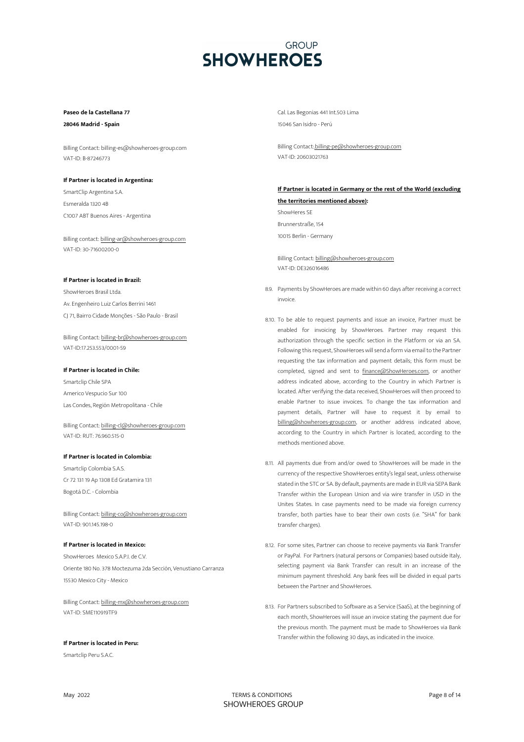**Paseo de la Castellana 77**
**28046 Madrid - Spain**

Billing Contact: billing-es@showheroes-group.com
VAT-ID: B-87246773

**If Partner is located in Argentina:**

SmartClip Argentina S.A.
Esmeralda 1320 4B
C1007 ABT Buenos Aires - Argentina

Billing contact: billing-ar@showheroes-group.com
VAT-ID: 30-71600200-0

**If Partner is located in Brazil:**

ShowHeroes Brasil Ltda.
Av. Engenheiro Luiz Carlos Berrini 1461
CJ 71, Bairro Cidade Monções - São Paulo - Brasil

Billing Contact: billing-br@showheroes-group.com
VAT-ID:17.253.553/0001-59

**If Partner is located in Chile:**

Smartclip Chile SPA
Americo Vespucio Sur 100
Las Condes, Región Metropolitana - Chile

Billing Contact: billing-cl@showheroes-group.com
VAT-ID: RUT: 76.960.515-0

**If Partner is located in Colombia:**

Smartclip Colombia S.A.S.
Cr 72 131 19 Ap 1308 Ed Gratamira 131
Bogotá D.C. - Colombia

Billing Contact: billing-co@showheroes-group.com
VAT-ID: 901.145.198-0

**If Partner is located in Mexico:**

ShowHeroes Mexico S.A.P.I. de C.V.
Oriente 180 No. 378 Moctezuma 2da Sección, Venustiano Carranza
15530 Mexico City - Mexico

Billing Contact: billing-mx@showheroes-group.com
VAT-ID: SME110919TF9

**If Partner is located in Peru:**

Smartclip Peru S.A.C.
Cal. Las Begonias 441 Int.503 Lima
15046 San Isidro - Perú

Billing Contact: billing-pe@showheroes-group.com
VAT-ID: 20603021763

**If Partner is located in Germany or the rest of the World (excluding the territories mentioned above):**

ShowHeres SE
Brunnerstraße, 154
10015 Berlin - Germany

Billing Contact: billing@showheroes-group.com
VAT-ID: DE326016486

8.9. Payments by ShowHeroes are made within 60 days after receiving a correct invoice.

8.10. To be able to request payments and issue an invoice, Partner must be enabled for invoicing by ShowHeroes. Partner may request this authorization through the specific section in the Platform or via an SA. Following this request, ShowHeroes will send a form via email to the Partner requesting the tax information and payment details; this form must be completed, signed and sent to finance@ShowHeroes.com, or another address indicated above, according to the Country in which Partner is located. After verifying the data received, ShowHeroes will then proceed to enable Partner to issue invoices. To change the tax information and payment details, Partner will have to request it by email to billing@showheroes-group.com, or another address indicated above, according to the Country in which Partner is located, according to the methods mentioned above.

8.11. All payments due from and/or owed to ShowHeroes will be made in the currency of the respective ShowHeroes entity's legal seat, unless otherwise stated in the STC or SA. By default, payments are made in EUR via SEPA Bank Transfer within the European Union and via wire transfer in USD in the Unites States. In case payments need to be made via foreign currency transfer, both parties have to bear their own costs (i.e. "SHA" for bank transfer charges).

8.12. For some sites, Partner can choose to receive payments via Bank Transfer or PayPal. For Partners (natural persons or Companies) based outside Italy, selecting payment via Bank Transfer can result in an increase of the minimum payment threshold. Any bank fees will be divided in equal parts between the Partner and ShowHeroes.

8.13. For Partners subscribed to Software as a Service (SaaS), at the beginning of each month, ShowHeroes will issue an invoice stating the payment due for the previous month. The payment must be made to ShowHeroes via Bank Transfer within the following 30 days, as indicated in the invoice.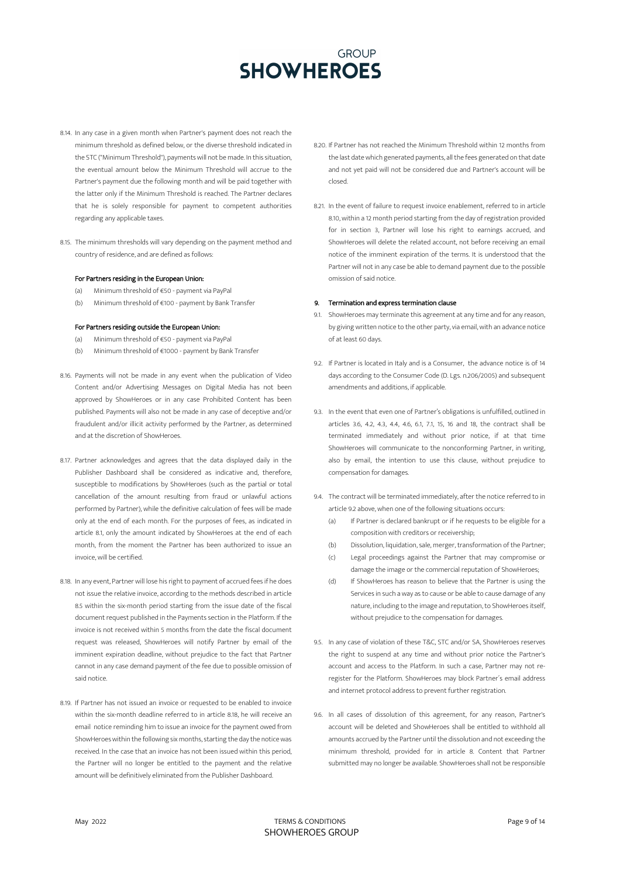8.14. In any case in a given month when Partner's payment does not reach the minimum threshold as defined below, or the diverse threshold indicated in the STC ("Minimum Threshold"), payments will not be made. In this situation, the eventual amount below the Minimum Threshold will accrue to the Partner's payment due the following month and will be paid together with the latter only if the Minimum Threshold is reached. The Partner declares that he is solely responsible for payment to competent authorities regarding any applicable taxes.

8.15. The minimum thresholds will vary depending on the payment method and country of residence, and are defined as follows:

For Partners residing in the European Union:

(a) Minimum threshold of €50 - payment via PayPal

(b) Minimum threshold of €100 - payment by Bank Transfer

For Partners residing outside the European Union:

(a) Minimum threshold of €50 - payment via PayPal

(b) Minimum threshold of €1000 - payment by Bank Transfer

8.16. Payments will not be made in any event when the publication of Video Content and/or Advertising Messages on Digital Media has not been approved by ShowHeroes or in any case Prohibited Content has been published. Payments will also not be made in any case of deceptive and/or fraudulent and/or illicit activity performed by the Partner, as determined and at the discretion of ShowHeroes.

8.17. Partner acknowledges and agrees that the data displayed daily in the Publisher Dashboard shall be considered as indicative and, therefore, susceptible to modifications by ShowHeroes (such as the partial or total cancellation of the amount resulting from fraud or unlawful actions performed by Partner), while the definitive calculation of fees will be made only at the end of each month. For the purposes of fees, as indicated in article 8.1, only the amount indicated by ShowHeroes at the end of each month, from the moment the Partner has been authorized to issue an invoice, will be certified.

8.18. In any event, Partner will lose his right to payment of accrued fees if he does not issue the relative invoice, according to the methods described in article 8.5 within the six-month period starting from the issue date of the fiscal document request published in the Payments section in the Platform. If the invoice is not received within 5 months from the date the fiscal document request was released, ShowHeroes will notify Partner by email of the imminent expiration deadline, without prejudice to the fact that Partner cannot in any case demand payment of the fee due to possible omission of said notice.

8.19. If Partner has not issued an invoice or requested to be enabled to invoice within the six-month deadline referred to in article 8.18, he will receive an email notice reminding him to issue an invoice for the payment owed from ShowHeroes within the following six months, starting the day the notice was received. In the case that an invoice has not been issued within this period, the Partner will no longer be entitled to the payment and the relative amount will be definitively eliminated from the Publisher Dashboard.

8.20. If Partner has not reached the Minimum Threshold within 12 months from the last date which generated payments, all the fees generated on that date and not yet paid will not be considered due and Partner's account will be closed.

8.21. In the event of failure to request invoice enablement, referred to in article 8.10, within a 12 month period starting from the day of registration provided for in section 3, Partner will lose his right to earnings accrued, and ShowHeroes will delete the related account, not before receiving an email notice of the imminent expiration of the terms. It is understood that the Partner will not in any case be able to demand payment due to the possible omission of said notice.

## 9. Termination and express termination clause

9.1. ShowHeroes may terminate this agreement at any time and for any reason, by giving written notice to the other party, via email, with an advance notice of at least 60 days.

9.2. If Partner is located in Italy and is a Consumer, the advance notice is of 14 days according to the Consumer Code (D. Lgs. n.206/2005) and subsequent amendments and additions, if applicable.

9.3. In the event that even one of Partner's obligations is unfulfilled, outlined in articles 3.6, 4.2, 4.3, 4.4, 4.6, 6.1, 7.1, 15, 16 and 18, the contract shall be terminated immediately and without prior notice, if at that time ShowHeroes will communicate to the nonconforming Partner, in writing, also by email, the intention to use this clause, without prejudice to compensation for damages.

9.4. The contract will be terminated immediately, after the notice referred to in article 9.2 above, when one of the following situations occurs:

(a) If Partner is declared bankrupt or if he requests to be eligible for a composition with creditors or receivership;

(b) Dissolution, liquidation, sale, merger, transformation of the Partner;

(c) Legal proceedings against the Partner that may compromise or damage the image or the commercial reputation of ShowHeroes;

(d) If ShowHeroes has reason to believe that the Partner is using the Services in such a way as to cause or be able to cause damage of any nature, including to the image and reputation, to ShowHeroes itself, without prejudice to the compensation for damages.

9.5. In any case of violation of these T&C, STC and/or SA, ShowHeroes reserves the right to suspend at any time and without prior notice the Partner's account and access to the Platform. In such a case, Partner may not re-register for the Platform. ShowHeroes may block Partner's email address and internet protocol address to prevent further registration.

9.6. In all cases of dissolution of this agreement, for any reason, Partner's account will be deleted and ShowHeroes shall be entitled to withhold all amounts accrued by the Partner until the dissolution and not exceeding the minimum threshold, provided for in article 8. Content that Partner submitted may no longer be available. ShowHeroes shall not be responsible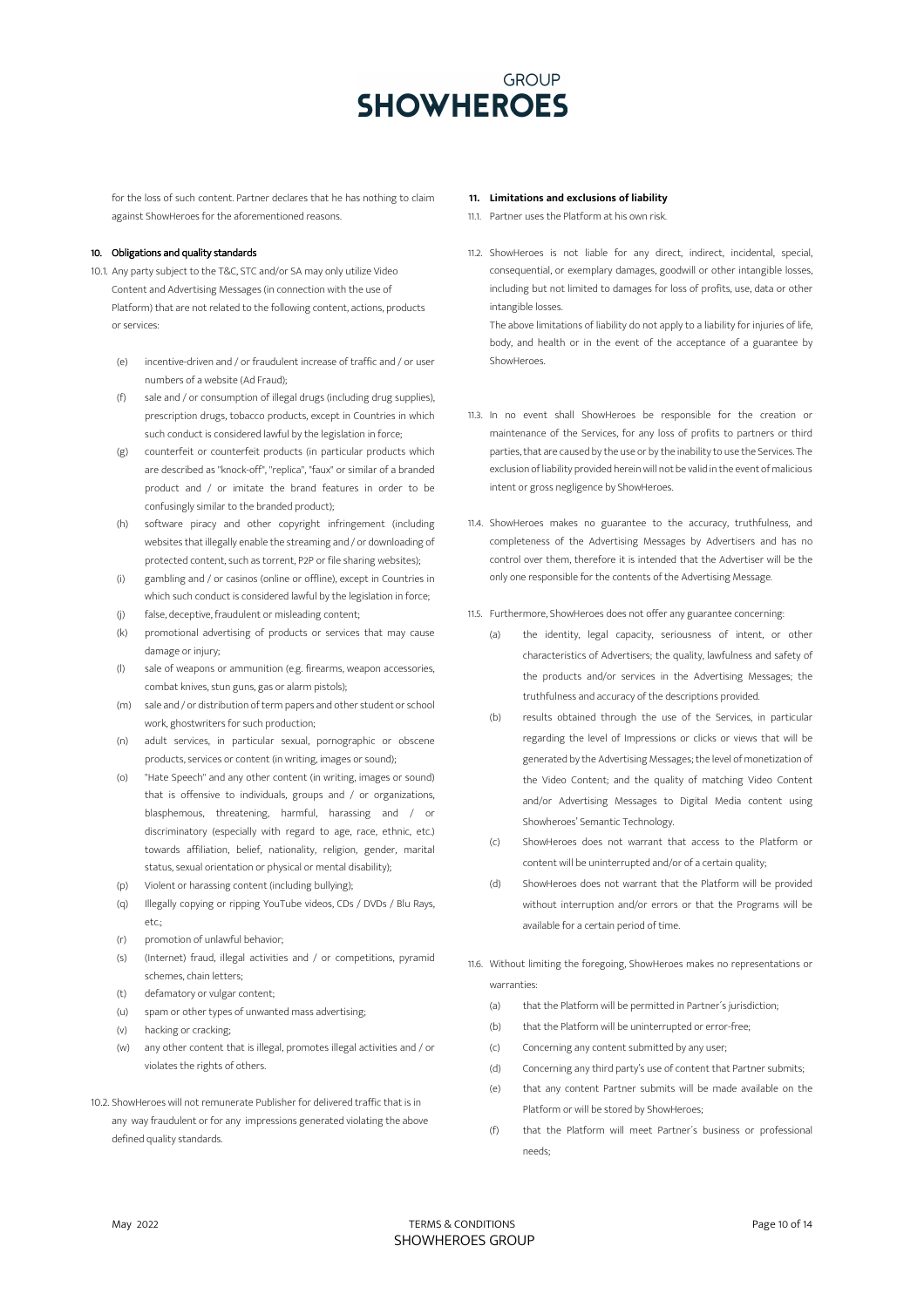for the loss of such content. Partner declares that he has nothing to claim against ShowHeroes for the aforementioned reasons.

## 10. Obligations and quality standards

10.1. Any party subject to the T&C, STC and/or SA may only utilize Video Content and Advertising Messages (in connection with the use of Platform) that are not related to the following content, actions, products or services:

(e) incentive-driven and / or fraudulent increase of traffic and / or user numbers of a website (Ad Fraud);

(f) sale and / or consumption of illegal drugs (including drug supplies), prescription drugs, tobacco products, except in Countries in which such conduct is considered lawful by the legislation in force;

(g) counterfeit or counterfeit products (in particular products which are described as "knock-off", "replica", "faux" or similar of a branded product and / or imitate the brand features in order to be confusingly similar to the branded product);

(h) software piracy and other copyright infringement (including websites that illegally enable the streaming and / or downloading of protected content, such as torrent, P2P or file sharing websites);

(i) gambling and / or casinos (online or offline), except in Countries in which such conduct is considered lawful by the legislation in force;

(j) false, deceptive, fraudulent or misleading content;

(k) promotional advertising of products or services that may cause damage or injury;

(l) sale of weapons or ammunition (e.g. firearms, weapon accessories, combat knives, stun guns, gas or alarm pistols);

(m) sale and / or distribution of term papers and other student or school work, ghostwriters for such production;

(n) adult services, in particular sexual, pornographic or obscene products, services or content (in writing, images or sound);

(o) "Hate Speech" and any other content (in writing, images or sound) that is offensive to individuals, groups and / or organizations, blasphemous, threatening, harmful, harassing and / or discriminatory (especially with regard to age, race, ethnic, etc.) towards affiliation, belief, nationality, religion, gender, marital status, sexual orientation or physical or mental disability);

(p) Violent or harassing content (including bullying);

(q) Illegally copying or ripping YouTube videos, CDs / DVDs / Blu Rays, etc.;

(r) promotion of unlawful behavior;

(s) (Internet) fraud, illegal activities and / or competitions, pyramid schemes, chain letters;

(t) defamatory or vulgar content;

(u) spam or other types of unwanted mass advertising;

(v) hacking or cracking;

(w) any other content that is illegal, promotes illegal activities and / or violates the rights of others.

10.2. ShowHeroes will not remunerate Publisher for delivered traffic that is in any way fraudulent or for any impressions generated violating the above defined quality standards.

## 11. Limitations and exclusions of liability

11.1. Partner uses the Platform at his own risk.

11.2. ShowHeroes is not liable for any direct, indirect, incidental, special, consequential, or exemplary damages, goodwill or other intangible losses, including but not limited to damages for loss of profits, use, data or other intangible losses.

The above limitations of liability do not apply to a liability for injuries of life, body, and health or in the event of the acceptance of a guarantee by ShowHeroes.

11.3. In no event shall ShowHeroes be responsible for the creation or maintenance of the Services, for any loss of profits to partners or third parties, that are caused by the use or by the inability to use the Services. The exclusion of liability provided herein will not be valid in the event of malicious intent or gross negligence by ShowHeroes.

11.4. ShowHeroes makes no guarantee to the accuracy, truthfulness, and completeness of the Advertising Messages by Advertisers and has no control over them, therefore it is intended that the Advertiser will be the only one responsible for the contents of the Advertising Message.

11.5. Furthermore, ShowHeroes does not offer any guarantee concerning:

(a) the identity, legal capacity, seriousness of intent, or other characteristics of Advertisers; the quality, lawfulness and safety of the products and/or services in the Advertising Messages; the truthfulness and accuracy of the descriptions provided.

(b) results obtained through the use of the Services, in particular regarding the level of Impressions or clicks or views that will be generated by the Advertising Messages; the level of monetization of the Video Content; and the quality of matching Video Content and/or Advertising Messages to Digital Media content using Showheroes' Semantic Technology.

(c) ShowHeroes does not warrant that access to the Platform or content will be uninterrupted and/or of a certain quality;

(d) ShowHeroes does not warrant that the Platform will be provided without interruption and/or errors or that the Programs will be available for a certain period of time.

11.6. Without limiting the foregoing, ShowHeroes makes no representations or warranties:

(a) that the Platform will be permitted in Partner´s jurisdiction;

(b) that the Platform will be uninterrupted or error-free;

(c) Concerning any content submitted by any user;

(d) Concerning any third party's use of content that Partner submits;

(e) that any content Partner submits will be made available on the Platform or will be stored by ShowHeroes;

(f) that the Platform will meet Partner´s business or professional needs;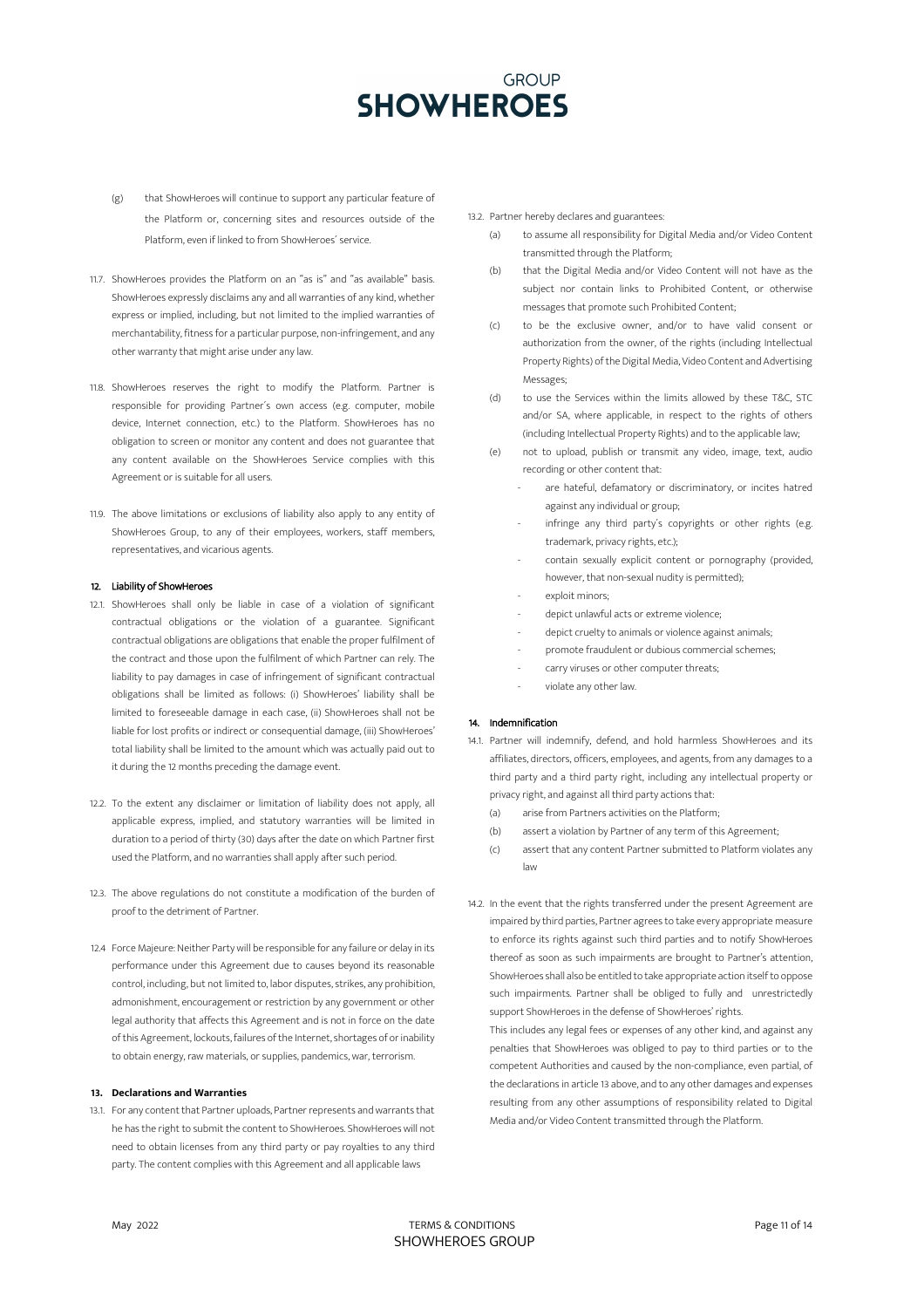(g) that ShowHeroes will continue to support any particular feature of the Platform or, concerning sites and resources outside of the Platform, even if linked to from ShowHeroes´ service.

11.7. ShowHeroes provides the Platform on an "as is" and "as available" basis. ShowHeroes expressly disclaims any and all warranties of any kind, whether express or implied, including, but not limited to the implied warranties of merchantability, fitness for a particular purpose, non-infringement, and any other warranty that might arise under any law.

11.8. ShowHeroes reserves the right to modify the Platform. Partner is responsible for providing Partner´s own access (e.g. computer, mobile device, Internet connection, etc.) to the Platform. ShowHeroes has no obligation to screen or monitor any content and does not guarantee that any content available on the ShowHeroes Service complies with this Agreement or is suitable for all users.

11.9. The above limitations or exclusions of liability also apply to any entity of ShowHeroes Group, to any of their employees, workers, staff members, representatives, and vicarious agents.

## 12. Liability of ShowHeroes

12.1. ShowHeroes shall only be liable in case of a violation of significant contractual obligations or the violation of a guarantee. Significant contractual obligations are obligations that enable the proper fulfilment of the contract and those upon the fulfilment of which Partner can rely. The liability to pay damages in case of infringement of significant contractual obligations shall be limited as follows: (i) ShowHeroes' liability shall be limited to foreseeable damage in each case, (ii) ShowHeroes shall not be liable for lost profits or indirect or consequential damage, (iii) ShowHeroes' total liability shall be limited to the amount which was actually paid out to it during the 12 months preceding the damage event.

12.2. To the extent any disclaimer or limitation of liability does not apply, all applicable express, implied, and statutory warranties will be limited in duration to a period of thirty (30) days after the date on which Partner first used the Platform, and no warranties shall apply after such period.

12.3. The above regulations do not constitute a modification of the burden of proof to the detriment of Partner.

12.4 Force Majeure: Neither Party will be responsible for any failure or delay in its performance under this Agreement due to causes beyond its reasonable control, including, but not limited to, labor disputes, strikes, any prohibition, admonishment, encouragement or restriction by any government or other legal authority that affects this Agreement and is not in force on the date of this Agreement, lockouts, failures of the Internet, shortages of or inability to obtain energy, raw materials, or supplies, pandemics, war, terrorism.

## 13. Declarations and Warranties

13.1. For any content that Partner uploads, Partner represents and warrants that he has the right to submit the content to ShowHeroes. ShowHeroes will not need to obtain licenses from any third party or pay royalties to any third party. The content complies with this Agreement and all applicable laws

13.2. Partner hereby declares and guarantees:

(a) to assume all responsibility for Digital Media and/or Video Content transmitted through the Platform;

(b) that the Digital Media and/or Video Content will not have as the subject nor contain links to Prohibited Content, or otherwise messages that promote such Prohibited Content;

(c) to be the exclusive owner, and/or to have valid consent or authorization from the owner, of the rights (including Intellectual Property Rights) of the Digital Media, Video Content and Advertising Messages;

(d) to use the Services within the limits allowed by these T&C, STC and/or SA, where applicable, in respect to the rights of others (including Intellectual Property Rights) and to the applicable law;

(e) not to upload, publish or transmit any video, image, text, audio recording or other content that:

- are hateful, defamatory or discriminatory, or incites hatred against any individual or group;
- infringe any third party´s copyrights or other rights (e.g. trademark, privacy rights, etc.);
- contain sexually explicit content or pornography (provided, however, that non-sexual nudity is permitted);
- exploit minors;
- depict unlawful acts or extreme violence;
- depict cruelty to animals or violence against animals;
- promote fraudulent or dubious commercial schemes;
- carry viruses or other computer threats;
- violate any other law.

## 14. Indemnification

14.1. Partner will indemnify, defend, and hold harmless ShowHeroes and its affiliates, directors, officers, employees, and agents, from any damages to a third party and a third party right, including any intellectual property or privacy right, and against all third party actions that:

(a) arise from Partners activities on the Platform;

(b) assert a violation by Partner of any term of this Agreement;

(c) assert that any content Partner submitted to Platform violates any law

14.2. In the event that the rights transferred under the present Agreement are impaired by third parties, Partner agrees to take every appropriate measure to enforce its rights against such third parties and to notify ShowHeroes thereof as soon as such impairments are brought to Partner's attention, ShowHeroes shall also be entitled to take appropriate action itself to oppose such impairments. Partner shall be obliged to fully and unrestrictedly support ShowHeroes in the defense of ShowHeroes' rights.

This includes any legal fees or expenses of any other kind, and against any penalties that ShowHeroes was obliged to pay to third parties or to the competent Authorities and caused by the non-compliance, even partial, of the declarations in article 13 above, and to any other damages and expenses resulting from any other assumptions of responsibility related to Digital Media and/or Video Content transmitted through the Platform.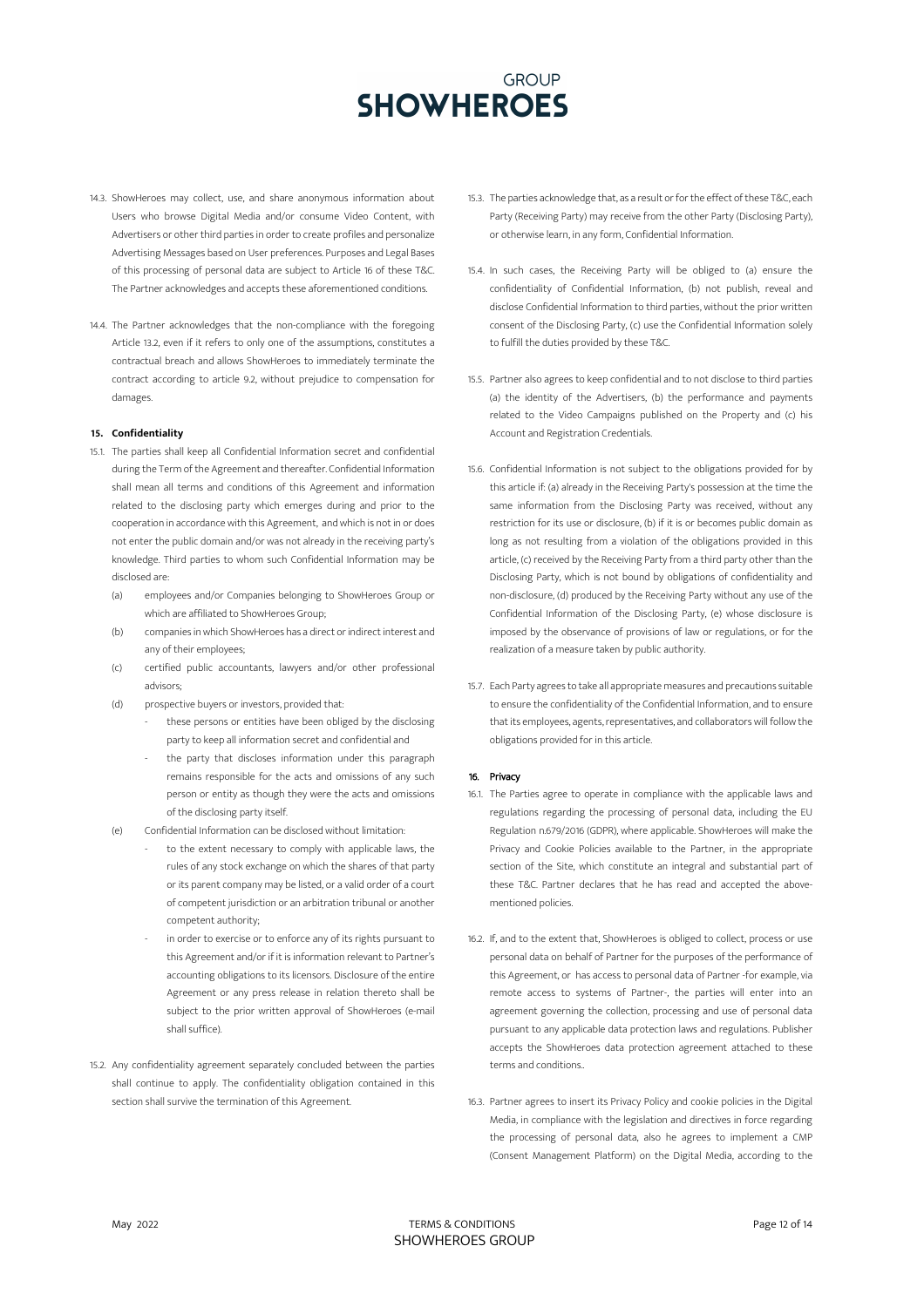14.3. ShowHeroes may collect, use, and share anonymous information about Users who browse Digital Media and/or consume Video Content, with Advertisers or other third parties in order to create profiles and personalize Advertising Messages based on User preferences. Purposes and Legal Bases of this processing of personal data are subject to Article 16 of these T&C. The Partner acknowledges and accepts these aforementioned conditions.

14.4. The Partner acknowledges that the non-compliance with the foregoing Article 13.2, even if it refers to only one of the assumptions, constitutes a contractual breach and allows ShowHeroes to immediately terminate the contract according to article 9.2, without prejudice to compensation for damages.

**15. Confidentiality**

15.1. The parties shall keep all Confidential Information secret and confidential during the Term of the Agreement and thereafter. Confidential Information shall mean all terms and conditions of this Agreement and information related to the disclosing party which emerges during and prior to the cooperation in accordance with this Agreement, and which is not in or does not enter the public domain and/or was not already in the receiving party's knowledge. Third parties to whom such Confidential Information may be disclosed are:

(a) employees and/or Companies belonging to ShowHeroes Group or which are affiliated to ShowHeroes Group;

(b) companies in which ShowHeroes has a direct or indirect interest and any of their employees;

(c) certified public accountants, lawyers and/or other professional advisors;

(d) prospective buyers or investors, provided that:

- these persons or entities have been obliged by the disclosing party to keep all information secret and confidential and
- the party that discloses information under this paragraph remains responsible for the acts and omissions of any such person or entity as though they were the acts and omissions of the disclosing party itself.

(e) Confidential Information can be disclosed without limitation:

- to the extent necessary to comply with applicable laws, the rules of any stock exchange on which the shares of that party or its parent company may be listed, or a valid order of a court of competent jurisdiction or an arbitration tribunal or another competent authority;
- in order to exercise or to enforce any of its rights pursuant to this Agreement and/or if it is information relevant to Partner's accounting obligations to its licensors. Disclosure of the entire Agreement or any press release in relation thereto shall be subject to the prior written approval of ShowHeroes (e-mail shall suffice).

15.2. Any confidentiality agreement separately concluded between the parties shall continue to apply. The confidentiality obligation contained in this section shall survive the termination of this Agreement.

15.3. The parties acknowledge that, as a result or for the effect of these T&C, each Party (Receiving Party) may receive from the other Party (Disclosing Party), or otherwise learn, in any form, Confidential Information.

15.4. In such cases, the Receiving Party will be obliged to (a) ensure the confidentiality of Confidential Information, (b) not publish, reveal and disclose Confidential Information to third parties, without the prior written consent of the Disclosing Party, (c) use the Confidential Information solely to fulfill the duties provided by these T&C.

15.5. Partner also agrees to keep confidential and to not disclose to third parties (a) the identity of the Advertisers, (b) the performance and payments related to the Video Campaigns published on the Property and (c) his Account and Registration Credentials.

15.6. Confidential Information is not subject to the obligations provided for by this article if: (a) already in the Receiving Party's possession at the time the same information from the Disclosing Party was received, without any restriction for its use or disclosure, (b) if it is or becomes public domain as long as not resulting from a violation of the obligations provided in this article, (c) received by the Receiving Party from a third party other than the Disclosing Party, which is not bound by obligations of confidentiality and non-disclosure, (d) produced by the Receiving Party without any use of the Confidential Information of the Disclosing Party, (e) whose disclosure is imposed by the observance of provisions of law or regulations, or for the realization of a measure taken by public authority.

15.7. Each Party agrees to take all appropriate measures and precautions suitable to ensure the confidentiality of the Confidential Information, and to ensure that its employees, agents, representatives, and collaborators will follow the obligations provided for in this article.

**16. Privacy**

16.1. The Parties agree to operate in compliance with the applicable laws and regulations regarding the processing of personal data, including the EU Regulation n.679/2016 (GDPR), where applicable. ShowHeroes will make the Privacy and Cookie Policies available to the Partner, in the appropriate section of the Site, which constitute an integral and substantial part of these T&C. Partner declares that he has read and accepted the above-mentioned policies.

16.2. If, and to the extent that, ShowHeroes is obliged to collect, process or use personal data on behalf of Partner for the purposes of the performance of this Agreement, or has access to personal data of Partner -for example, via remote access to systems of Partner-, the parties will enter into an agreement governing the collection, processing and use of personal data pursuant to any applicable data protection laws and regulations. Publisher accepts the ShowHeroes data protection agreement attached to these terms and conditions..

16.3. Partner agrees to insert its Privacy Policy and cookie policies in the Digital Media, in compliance with the legislation and directives in force regarding the processing of personal data, also he agrees to implement a CMP (Consent Management Platform) on the Digital Media, according to the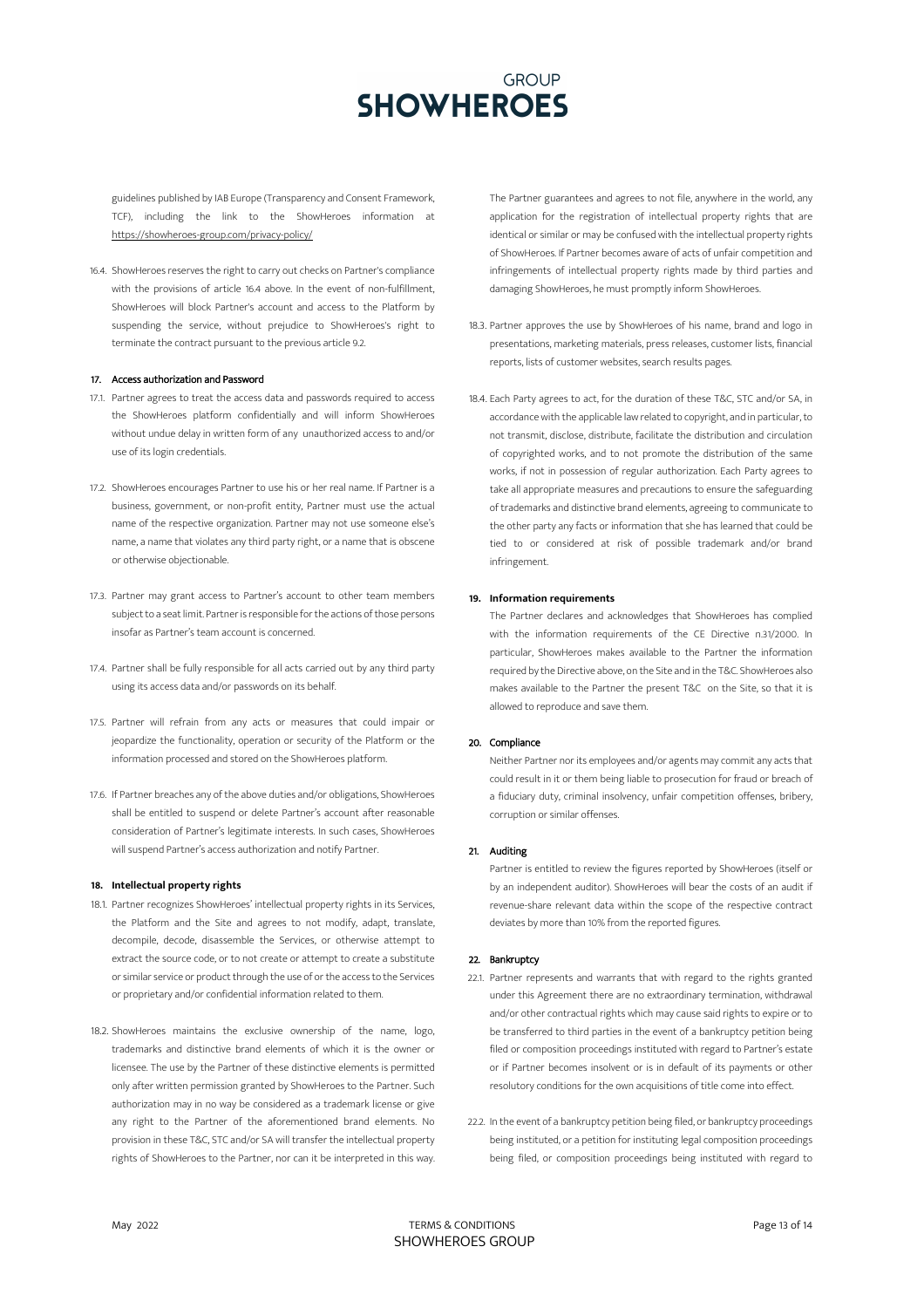guidelines published by IAB Europe (Transparency and Consent Framework, TCF), including the link to the ShowHeroes information at https://showheroes-group.com/privacy-policy/

16.4. ShowHeroes reserves the right to carry out checks on Partner's compliance with the provisions of article 16.4 above. In the event of non-fulfillment, ShowHeroes will block Partner's account and access to the Platform by suspending the service, without prejudice to ShowHeroes's right to terminate the contract pursuant to the previous article 9.2.

## 17. Access authorization and Password

17.1. Partner agrees to treat the access data and passwords required to access the ShowHeroes platform confidentially and will inform ShowHeroes without undue delay in written form of any unauthorized access to and/or use of its login credentials.

17.2. ShowHeroes encourages Partner to use his or her real name. If Partner is a business, government, or non-profit entity, Partner must use the actual name of the respective organization. Partner may not use someone else's name, a name that violates any third party right, or a name that is obscene or otherwise objectionable.

17.3. Partner may grant access to Partner's account to other team members subject to a seat limit. Partner is responsible for the actions of those persons insofar as Partner's team account is concerned.

17.4. Partner shall be fully responsible for all acts carried out by any third party using its access data and/or passwords on its behalf.

17.5. Partner will refrain from any acts or measures that could impair or jeopardize the functionality, operation or security of the Platform or the information processed and stored on the ShowHeroes platform.

17.6. If Partner breaches any of the above duties and/or obligations, ShowHeroes shall be entitled to suspend or delete Partner's account after reasonable consideration of Partner's legitimate interests. In such cases, ShowHeroes will suspend Partner's access authorization and notify Partner.

## 18. Intellectual property rights

18.1. Partner recognizes ShowHeroes' intellectual property rights in its Services, the Platform and the Site and agrees to not modify, adapt, translate, decompile, decode, disassemble the Services, or otherwise attempt to extract the source code, or to not create or attempt to create a substitute or similar service or product through the use of or the access to the Services or proprietary and/or confidential information related to them.

18.2. ShowHeroes maintains the exclusive ownership of the name, logo, trademarks and distinctive brand elements of which it is the owner or licensee. The use by the Partner of these distinctive elements is permitted only after written permission granted by ShowHeroes to the Partner. Such authorization may in no way be considered as a trademark license or give any right to the Partner of the aforementioned brand elements. No provision in these T&C, STC and/or SA will transfer the intellectual property rights of ShowHeroes to the Partner, nor can it be interpreted in this way.

The Partner guarantees and agrees to not file, anywhere in the world, any application for the registration of intellectual property rights that are identical or similar or may be confused with the intellectual property rights of ShowHeroes. If Partner becomes aware of acts of unfair competition and infringements of intellectual property rights made by third parties and damaging ShowHeroes, he must promptly inform ShowHeroes.

18.3. Partner approves the use by ShowHeroes of his name, brand and logo in presentations, marketing materials, press releases, customer lists, financial reports, lists of customer websites, search results pages.

18.4. Each Party agrees to act, for the duration of these T&C, STC and/or SA, in accordance with the applicable law related to copyright, and in particular, to not transmit, disclose, distribute, facilitate the distribution and circulation of copyrighted works, and to not promote the distribution of the same works, if not in possession of regular authorization. Each Party agrees to take all appropriate measures and precautions to ensure the safeguarding of trademarks and distinctive brand elements, agreeing to communicate to the other party any facts or information that she has learned that could be tied to or considered at risk of possible trademark and/or brand infringement.

## 19. Information requirements

The Partner declares and acknowledges that ShowHeroes has complied with the information requirements of the CE Directive n.31/2000. In particular, ShowHeroes makes available to the Partner the information required by the Directive above, on the Site and in the T&C. ShowHeroes also makes available to the Partner the present T&C on the Site, so that it is allowed to reproduce and save them.

## 20. Compliance

Neither Partner nor its employees and/or agents may commit any acts that could result in it or them being liable to prosecution for fraud or breach of a fiduciary duty, criminal insolvency, unfair competition offenses, bribery, corruption or similar offenses.

## 21. Auditing

Partner is entitled to review the figures reported by ShowHeroes (itself or by an independent auditor). ShowHeroes will bear the costs of an audit if revenue-share relevant data within the scope of the respective contract deviates by more than 10% from the reported figures.

## 22. Bankruptcy

22.1. Partner represents and warrants that with regard to the rights granted under this Agreement there are no extraordinary termination, withdrawal and/or other contractual rights which may cause said rights to expire or to be transferred to third parties in the event of a bankruptcy petition being filed or composition proceedings instituted with regard to Partner's estate or if Partner becomes insolvent or is in default of its payments or other resolutory conditions for the own acquisitions of title come into effect.

22.2. In the event of a bankruptcy petition being filed, or bankruptcy proceedings being instituted, or a petition for instituting legal composition proceedings being filed, or composition proceedings being instituted with regard to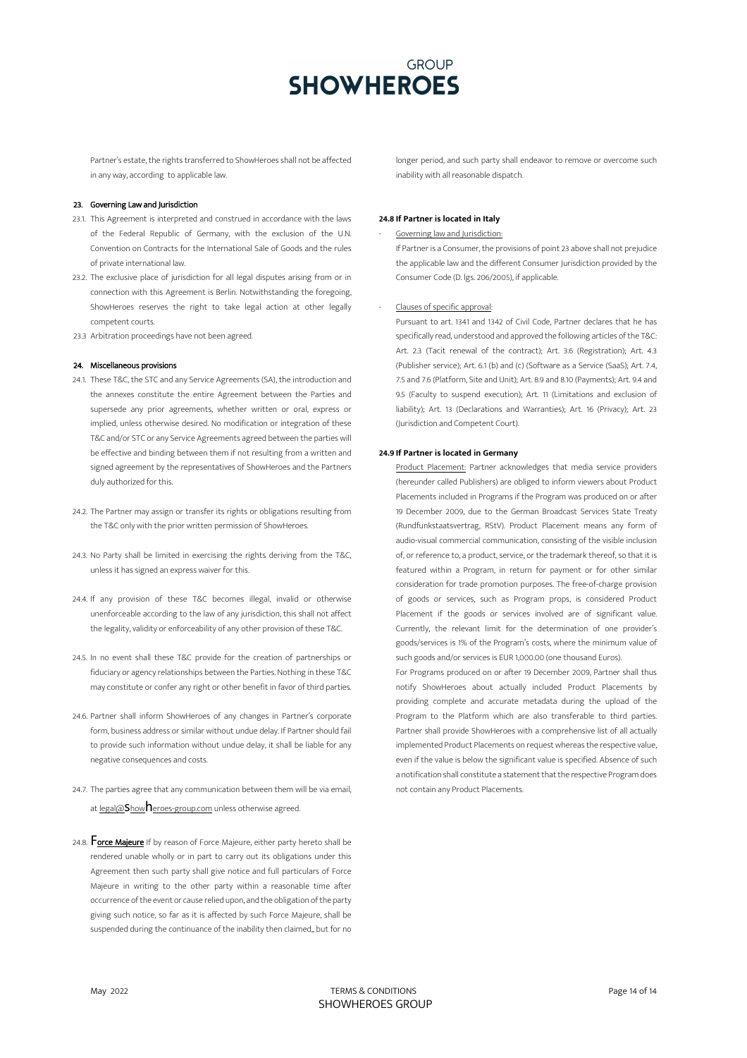Partner's estate, the rights transferred to ShowHeroes shall not be affected in any way, according to applicable law.

## 23. Governing Law and Jurisdiction

23.1. This Agreement is interpreted and construed in accordance with the laws of the Federal Republic of Germany, with the exclusion of the U.N. Convention on Contracts for the International Sale of Goods and the rules of private international law.

23.2. The exclusive place of jurisdiction for all legal disputes arising from or in connection with this Agreement is Berlin. Notwithstanding the foregoing, ShowHeroes reserves the right to take legal action at other legally competent courts.

23.3 Arbitration proceedings have not been agreed.

## 24. Miscellaneous provisions

24.1. These T&C, the STC and any Service Agreements (SA), the introduction and the annexes constitute the entire Agreement between the Parties and supersede any prior agreements, whether written or oral, express or implied, unless otherwise desired. No modification or integration of these T&C and/or STC or any Service Agreements agreed between the parties will be effective and binding between them if not resulting from a written and signed agreement by the representatives of ShowHeroes and the Partners duly authorized for this.

24.2. The Partner may assign or transfer its rights or obligations resulting from the T&C only with the prior written permission of ShowHeroes.

24.3. No Party shall be limited in exercising the rights deriving from the T&C, unless it has signed an express waiver for this.

24.4. If any provision of these T&C becomes illegal, invalid or otherwise unenforceable according to the law of any jurisdiction, this shall not affect the legality, validity or enforceability of any other provision of these T&C.

24.5. In no event shall these T&C provide for the creation of partnerships or fiduciary or agency relationships between the Parties. Nothing in these T&C may constitute or confer any right or other benefit in favor of third parties.

24.6. Partner shall inform ShowHeroes of any changes in Partner's corporate form, business address or similar without undue delay. If Partner should fail to provide such information without undue delay, it shall be liable for any negative consequences and costs.

24.7. The parties agree that any communication between them will be via email, at legal@showheroes-group.com unless otherwise agreed.

24.8. **Force Majeure** If by reason of Force Majeure, either party hereto shall be rendered unable wholly or in part to carry out its obligations under this Agreement then such party shall give notice and full particulars of Force Majeure in writing to the other party within a reasonable time after occurrence of the event or cause relied upon, and the obligation of the party giving such notice, so far as it is affected by such Force Majeure, shall be suspended during the continuance of the inability then claimed,, but for no longer period, and such party shall endeavor to remove or overcome such inability with all reasonable dispatch.

**24.8 If Partner is located in Italy**

- Governing law and Jurisdiction:

  If Partner is a Consumer, the provisions of point 23 above shall not prejudice the applicable law and the different Consumer Jurisdiction provided by the Consumer Code (D. lgs. 206/2005), if applicable.

- Clauses of specific approval:

  Pursuant to art. 1341 and 1342 of Civil Code, Partner declares that he has specifically read, understood and approved the following articles of the T&C: Art. 2.3 (Tacit renewal of the contract); Art. 3.6 (Registration); Art. 4.3 (Publisher service); Art. 6.1 (b) and (c) (Software as a Service (SaaS); Art. 7.4, 7.5 and 7.6 (Platform, Site and Unit); Art. 8.9 and 8.10 (Payments); Art. 9.4 and 9.5 (Faculty to suspend execution); Art. 11 (Limitations and exclusion of liability); Art. 13 (Declarations and Warranties); Art. 16 (Privacy); Art. 23 (Jurisdiction and Competent Court).

**24.9 If Partner is located in Germany**

Product Placement: Partner acknowledges that media service providers (hereunder called Publishers) are obliged to inform viewers about Product Placements included in Programs if the Program was produced on or after 19 December 2009, due to the German Broadcast Services State Treaty (Rundfunkstaatsvertrag, RStV). Product Placement means any form of audio-visual commercial communication, consisting of the visible inclusion of, or reference to, a product, service, or the trademark thereof, so that it is featured within a Program, in return for payment or for other similar consideration for trade promotion purposes. The free-of-charge provision of goods or services, such as Program props, is considered Product Placement if the goods or services involved are of significant value. Currently, the relevant limit for the determination of one provider's goods/services is 1% of the Program's costs, where the minimum value of such goods and/or services is EUR 1,000.00 (one thousand Euros).

For Programs produced on or after 19 December 2009, Partner shall thus notify ShowHeroes about actually included Product Placements by providing complete and accurate metadata during the upload of the Program to the Platform which are also transferable to third parties. Partner shall provide ShowHeroes with a comprehensive list of all actually implemented Product Placements on request whereas the respective value, even if the value is below the significant value is specified. Absence of such a notification shall constitute a statement that the respective Program does not contain any Product Placements.